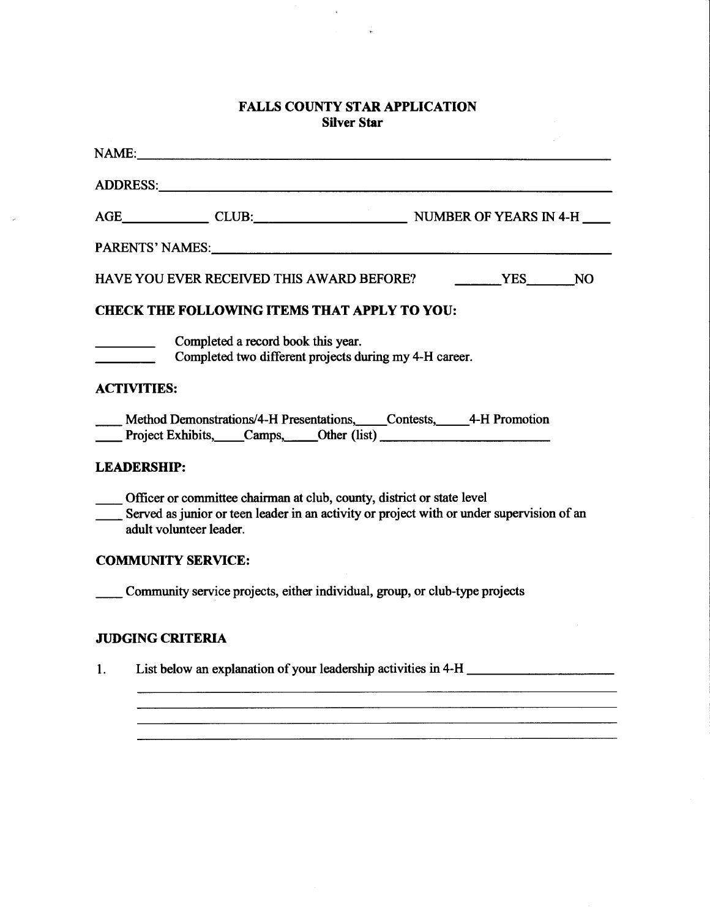# FALLS COUNTY STAR APPLICATION

## Silver Star

NAME:\_\_\_\_\_\_\_\_\_\_\_\_\_\_\_\_\_\_\_\_\_\_\_\_\_\_\_\_\_\_\_\_\_\_\_\_\_\_\_\_\_\_\_\_\_\_\_\_\_\_\_\_\_\_

ADDRESS:\_\_\_\_\_\_\_\_\_\_\_\_\_\_\_\_\_\_\_\_\_\_\_\_\_\_\_\_\_\_\_\_\_\_\_\_\_\_\_\_\_\_\_\_\_\_\_\_\_\_\_

AGE\_\_\_\_\_\_\_\_\_\_ CLUB:\_\_\_\_\_\_\_\_\_\_\_\_\_\_\_\_\_\_\_\_ NUMBER OF YEARS IN 4-H \_\_\_\_

PARENTS' NAMES:\_\_\_\_\_\_\_\_\_\_\_\_\_\_\_\_\_\_\_\_\_\_\_\_\_\_\_\_\_\_\_\_\_\_\_\_\_\_\_\_\_\_\_\_\_\_

HAVE YOU EVER RECEIVED THIS AWARD BEFORE? \_\_\_\_\_\_\_YES\_\_\_\_\_\_\_NO

### CHECK THE FOLLOWING ITEMS THAT APPLY TO YOU:

\_\_\_\_\_\_\_\_ Completed a record book this year.

\_\_\_\_\_\_\_\_ Completed two different projects during my 4-H career.

### ACTIVITIES:

\_\_\_\_ Method Demonstrations/4-H Presentations, \_\_\_\_Contests, \_\_\_\_4-H Promotion

\_\_\_\_ Project Exhibits, \_\_\_\_Camps, \_\_\_\_Other (list) \_\_\_\_\_\_\_\_\_\_\_\_\_\_\_\_\_\_\_\_\_\_\_\_

### LEADERSHIP:

\_\_\_\_ Officer or committee chairman at club, county, district or state level

\_\_\_\_ Served as junior or teen leader in an activity or project with or under supervision of an adult volunteer leader.

### COMMUNITY SERVICE:

\_\_\_\_ Community service projects, either individual, group, or club-type projects

### JUDGING CRITERIA

1. List below an explanation of your leadership activities in 4-H \_\_\_\_\_\_\_\_\_\_\_\_\_\_\_\_\_\_\_\_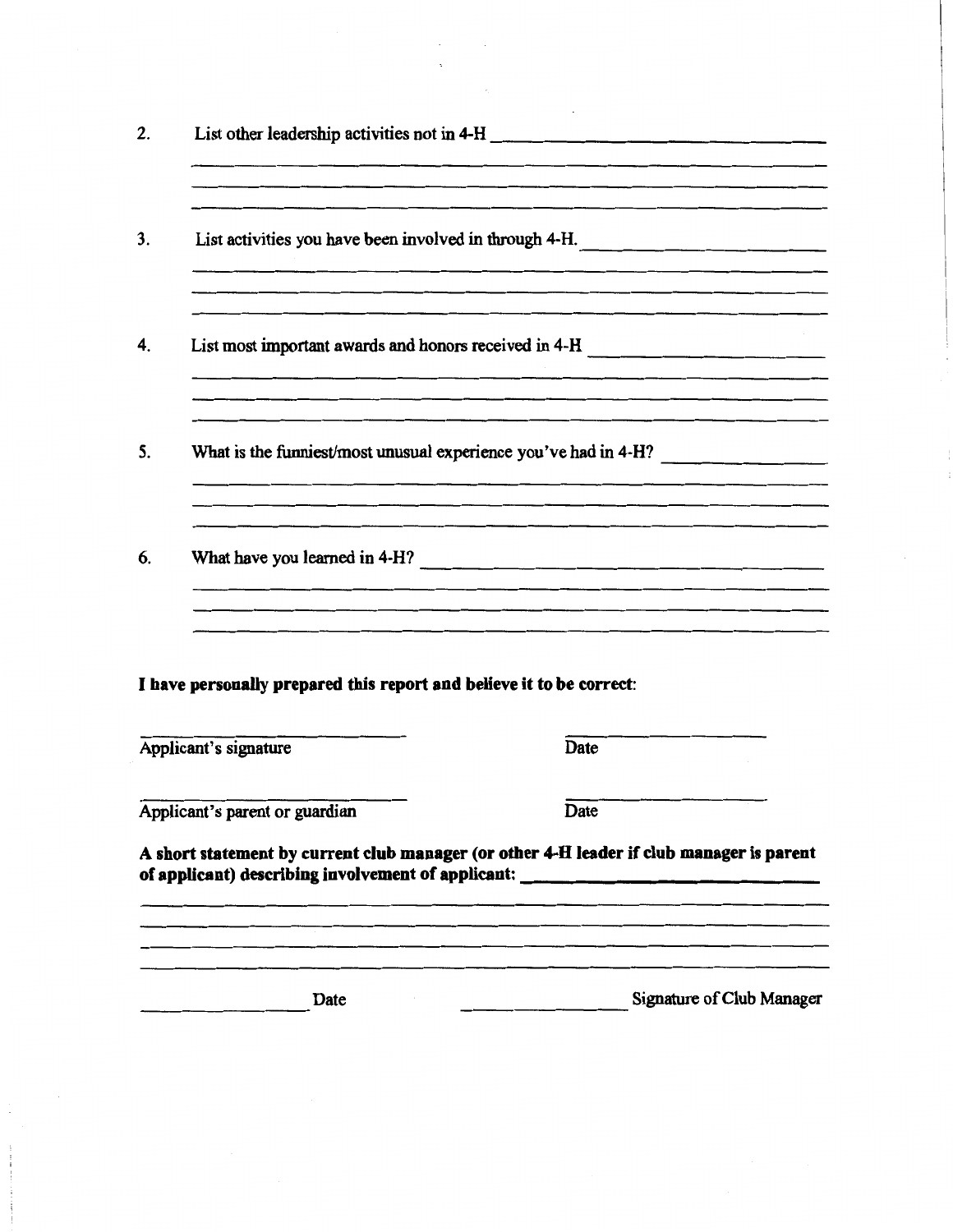2. List other leadership activities not in 4-H ______________________________

______________________________________________________________

______________________________________________________________

3. List activities you have been involved in through 4-H. ______________________

______________________________________________________________

______________________________________________________________

4. List most important awards and honors received in 4-H ___________________

______________________________________________________________

______________________________________________________________

5. What is the funniest/most unusual experience you've had in 4-H? ____________

______________________________________________________________

______________________________________________________________

6. What have you learned in 4-H? ______________________________________

______________________________________________________________

______________________________________________________________

**I have personally prepared this report and believe it to be correct:**

______________________________ ______________________

Applicant's signature Date

______________________________ ______________________

Applicant's parent or guardian Date

**A short statement by current club manager (or other 4-H leader if club manager is parent of applicant) describing involvement of applicant:** ______________________________

______________________________________________________________

______________________________________________________________

______________________________________________________________

__________________ Date __________________ Signature of Club Manager